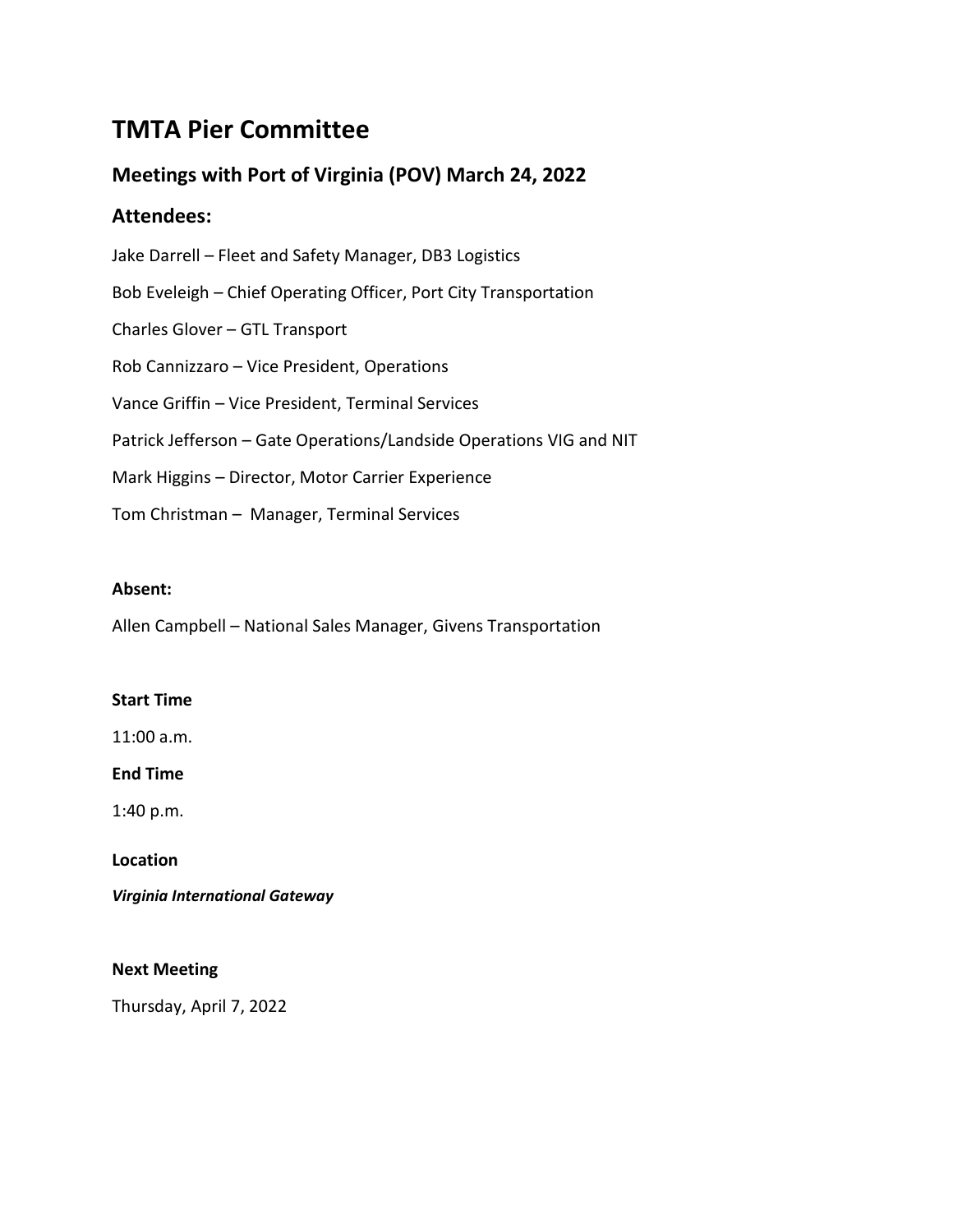# TMTA Pier Committee

## Meetings with Port of Virginia (POV) March 24, 2022

## Attendees:

Jake Darrell – Fleet and Safety Manager, DB3 Logistics

Bob Eveleigh – Chief Operating Officer, Port City Transportation

Charles Glover – GTL Transport

Rob Cannizzaro – Vice President, Operations

Vance Griffin – Vice President, Terminal Services

Patrick Jefferson – Gate Operations/Landside Operations VIG and NIT

Mark Higgins – Director, Motor Carrier Experience

Tom Christman – Manager, Terminal Services

**Absent:**

Allen Campbell – National Sales Manager, Givens Transportation

**Start Time**

11:00 a.m.

**End Time**

1:40 p.m.

**Location**

***Virginia International Gateway***

**Next Meeting**

Thursday, April 7, 2022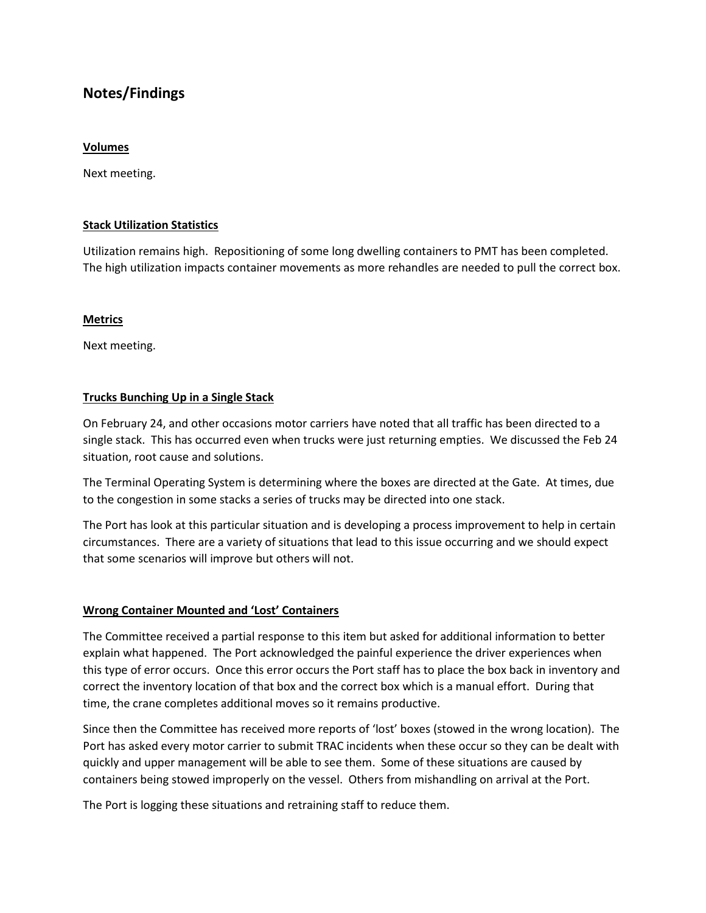## Notes/Findings

### Volumes

Next meeting.

### Stack Utilization Statistics

Utilization remains high. Repositioning of some long dwelling containers to PMT has been completed. The high utilization impacts container movements as more rehandles are needed to pull the correct box.

### Metrics

Next meeting.

### Trucks Bunching Up in a Single Stack

On February 24, and other occasions motor carriers have noted that all traffic has been directed to a single stack. This has occurred even when trucks were just returning empties. We discussed the Feb 24 situation, root cause and solutions.

The Terminal Operating System is determining where the boxes are directed at the Gate. At times, due to the congestion in some stacks a series of trucks may be directed into one stack.

The Port has look at this particular situation and is developing a process improvement to help in certain circumstances. There are a variety of situations that lead to this issue occurring and we should expect that some scenarios will improve but others will not.

### Wrong Container Mounted and 'Lost' Containers

The Committee received a partial response to this item but asked for additional information to better explain what happened. The Port acknowledged the painful experience the driver experiences when this type of error occurs. Once this error occurs the Port staff has to place the box back in inventory and correct the inventory location of that box and the correct box which is a manual effort. During that time, the crane completes additional moves so it remains productive.

Since then the Committee has received more reports of 'lost' boxes (stowed in the wrong location). The Port has asked every motor carrier to submit TRAC incidents when these occur so they can be dealt with quickly and upper management will be able to see them. Some of these situations are caused by containers being stowed improperly on the vessel. Others from mishandling on arrival at the Port.

The Port is logging these situations and retraining staff to reduce them.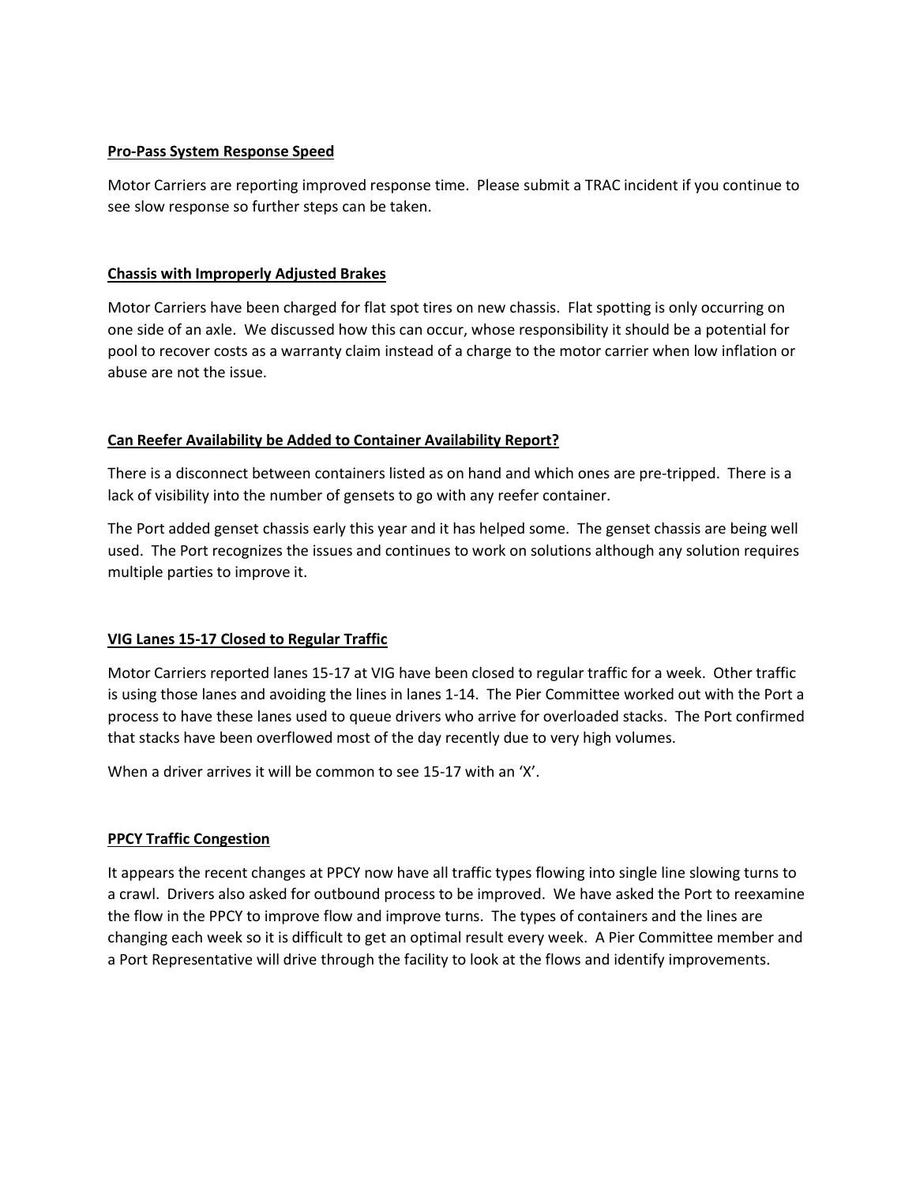**Pro-Pass System Response Speed**

Motor Carriers are reporting improved response time. Please submit a TRAC incident if you continue to see slow response so further steps can be taken.

**Chassis with Improperly Adjusted Brakes**

Motor Carriers have been charged for flat spot tires on new chassis. Flat spotting is only occurring on one side of an axle. We discussed how this can occur, whose responsibility it should be a potential for pool to recover costs as a warranty claim instead of a charge to the motor carrier when low inflation or abuse are not the issue.

**Can Reefer Availability be Added to Container Availability Report?**

There is a disconnect between containers listed as on hand and which ones are pre-tripped. There is a lack of visibility into the number of gensets to go with any reefer container.

The Port added genset chassis early this year and it has helped some. The genset chassis are being well used. The Port recognizes the issues and continues to work on solutions although any solution requires multiple parties to improve it.

**VIG Lanes 15-17 Closed to Regular Traffic**

Motor Carriers reported lanes 15-17 at VIG have been closed to regular traffic for a week. Other traffic is using those lanes and avoiding the lines in lanes 1-14. The Pier Committee worked out with the Port a process to have these lanes used to queue drivers who arrive for overloaded stacks. The Port confirmed that stacks have been overflowed most of the day recently due to very high volumes.

When a driver arrives it will be common to see 15-17 with an 'X'.

**PPCY Traffic Congestion**

It appears the recent changes at PPCY now have all traffic types flowing into single line slowing turns to a crawl. Drivers also asked for outbound process to be improved. We have asked the Port to reexamine the flow in the PPCY to improve flow and improve turns. The types of containers and the lines are changing each week so it is difficult to get an optimal result every week. A Pier Committee member and a Port Representative will drive through the facility to look at the flows and identify improvements.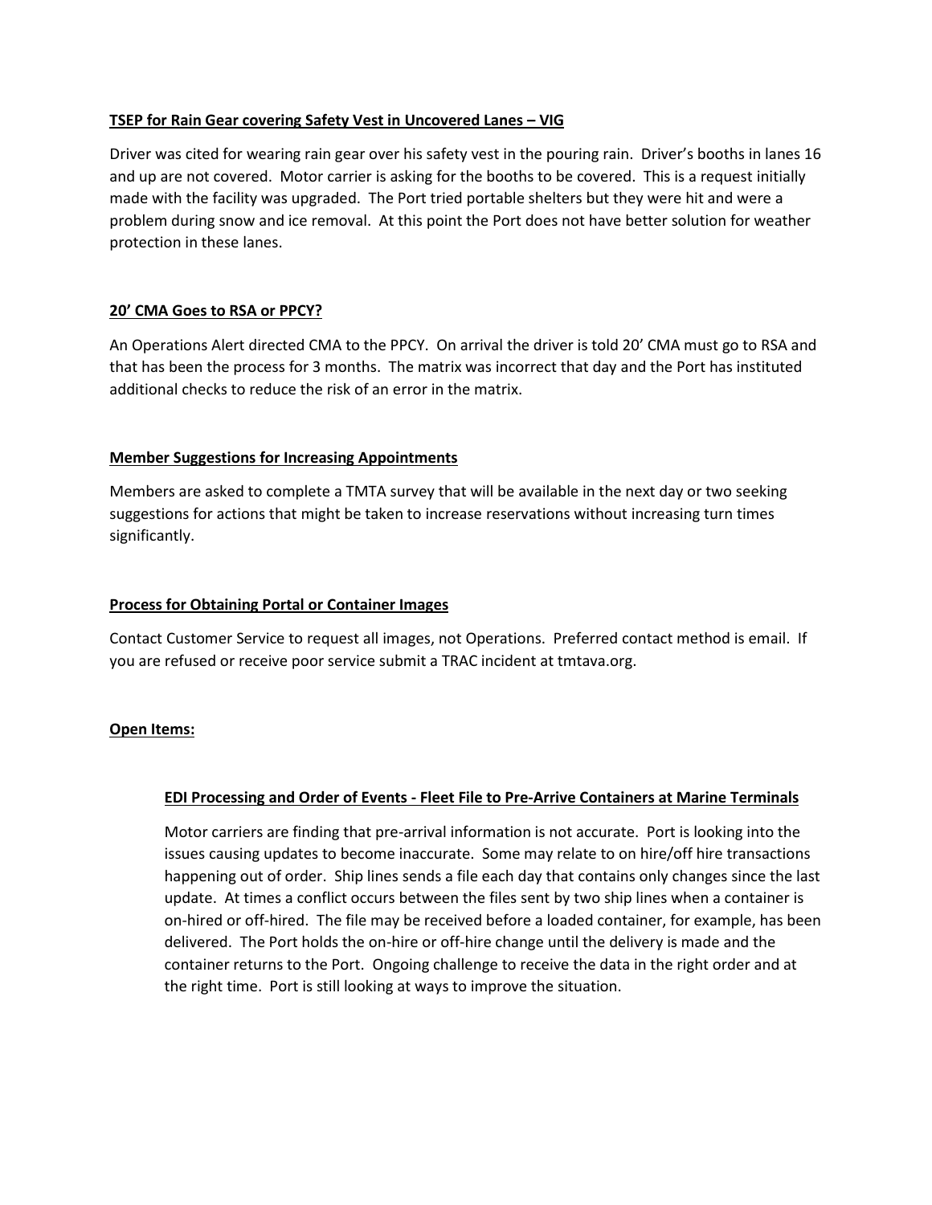**TSEP for Rain Gear covering Safety Vest in Uncovered Lanes – VIG**

Driver was cited for wearing rain gear over his safety vest in the pouring rain. Driver's booths in lanes 16 and up are not covered. Motor carrier is asking for the booths to be covered. This is a request initially made with the facility was upgraded. The Port tried portable shelters but they were hit and were a problem during snow and ice removal. At this point the Port does not have better solution for weather protection in these lanes.

**20' CMA Goes to RSA or PPCY?**

An Operations Alert directed CMA to the PPCY. On arrival the driver is told 20' CMA must go to RSA and that has been the process for 3 months. The matrix was incorrect that day and the Port has instituted additional checks to reduce the risk of an error in the matrix.

**Member Suggestions for Increasing Appointments**

Members are asked to complete a TMTA survey that will be available in the next day or two seeking suggestions for actions that might be taken to increase reservations without increasing turn times significantly.

**Process for Obtaining Portal or Container Images**

Contact Customer Service to request all images, not Operations. Preferred contact method is email. If you are refused or receive poor service submit a TRAC incident at tmtava.org.

**Open Items:**

**EDI Processing and Order of Events - Fleet File to Pre-Arrive Containers at Marine Terminals**

Motor carriers are finding that pre-arrival information is not accurate. Port is looking into the issues causing updates to become inaccurate. Some may relate to on hire/off hire transactions happening out of order. Ship lines sends a file each day that contains only changes since the last update. At times a conflict occurs between the files sent by two ship lines when a container is on-hired or off-hired. The file may be received before a loaded container, for example, has been delivered. The Port holds the on-hire or off-hire change until the delivery is made and the container returns to the Port. Ongoing challenge to receive the data in the right order and at the right time. Port is still looking at ways to improve the situation.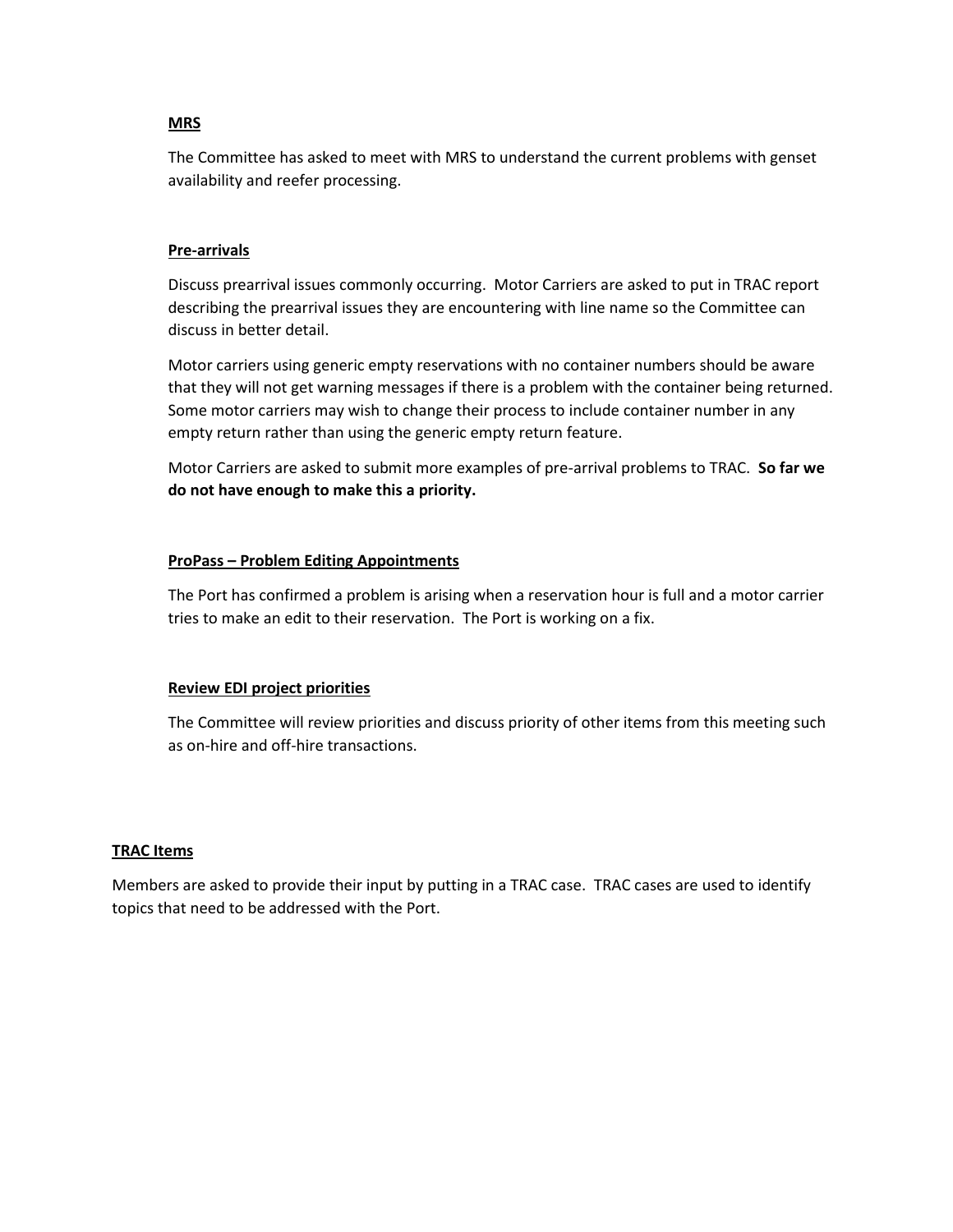#### **MRS**

The Committee has asked to meet with MRS to understand the current problems with genset availability and reefer processing.

#### **Pre-arrivals**

Discuss prearrival issues commonly occurring. Motor Carriers are asked to put in TRAC report describing the prearrival issues they are encountering with line name so the Committee can discuss in better detail.

Motor carriers using generic empty reservations with no container numbers should be aware that they will not get warning messages if there is a problem with the container being returned. Some motor carriers may wish to change their process to include container number in any empty return rather than using the generic empty return feature.

Motor Carriers are asked to submit more examples of pre-arrival problems to TRAC. **So far we do not have enough to make this a priority.**

#### **ProPass – Problem Editing Appointments**

The Port has confirmed a problem is arising when a reservation hour is full and a motor carrier tries to make an edit to their reservation. The Port is working on a fix.

#### **Review EDI project priorities**

The Committee will review priorities and discuss priority of other items from this meeting such as on-hire and off-hire transactions.

### **TRAC Items**

Members are asked to provide their input by putting in a TRAC case. TRAC cases are used to identify topics that need to be addressed with the Port.